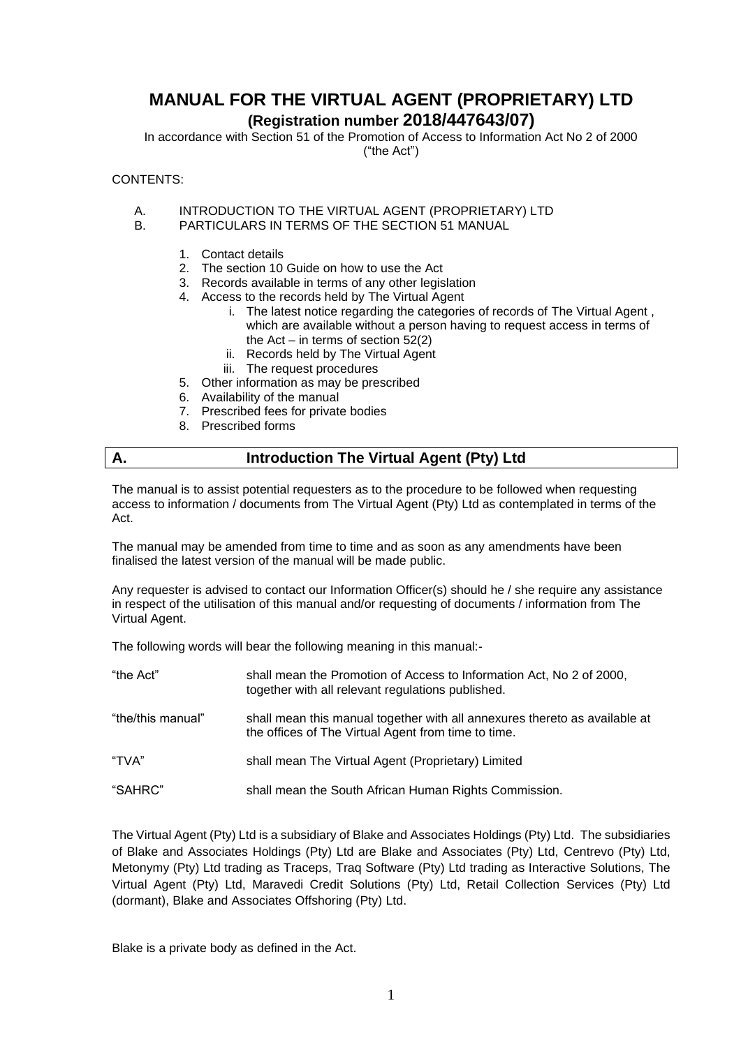# MANUAL FOR THE VIRTUAL AGENT (PROPRIETARY) LTD

## (Registration number 2018/447643/07)

In accordance with Section 51 of the Promotion of Access to Information Act No 2 of 2000 ("the Act")

CONTENTS:

A. INTRODUCTION TO THE VIRTUAL AGENT (PROPRIETARY) LTD
B. PARTICULARS IN TERMS OF THE SECTION 51 MANUAL

1. Contact details
2. The section 10 Guide on how to use the Act
3. Records available in terms of any other legislation
4. Access to the records held by The Virtual Agent
    i. The latest notice regarding the categories of records of The Virtual Agent , which are available without a person having to request access in terms of the Act – in terms of section 52(2)
    ii. Records held by The Virtual Agent
    iii. The request procedures
5. Other information as may be prescribed
6. Availability of the manual
7. Prescribed fees for private bodies
8. Prescribed forms

## A. Introduction The Virtual Agent (Pty) Ltd

The manual is to assist potential requesters as to the procedure to be followed when requesting access to information / documents from The Virtual Agent (Pty) Ltd as contemplated in terms of the Act.

The manual may be amended from time to time and as soon as any amendments have been finalised the latest version of the manual will be made public.

Any requester is advised to contact our Information Officer(s) should he / she require any assistance in respect of the utilisation of this manual and/or requesting of documents / information from The Virtual Agent.

The following words will bear the following meaning in this manual:-

| | |
|---|---|
| "the Act" | shall mean the Promotion of Access to Information Act, No 2 of 2000, together with all relevant regulations published. |
| "the/this manual" | shall mean this manual together with all annexures thereto as available at the offices of The Virtual Agent from time to time. |
| "TVA" | shall mean The Virtual Agent (Proprietary) Limited |
| "SAHRC" | shall mean the South African Human Rights Commission. |

The Virtual Agent (Pty) Ltd is a subsidiary of Blake and Associates Holdings (Pty) Ltd. The subsidiaries of Blake and Associates Holdings (Pty) Ltd are Blake and Associates (Pty) Ltd, Centrevo (Pty) Ltd, Metonymy (Pty) Ltd trading as Traceps, Traq Software (Pty) Ltd trading as Interactive Solutions, The Virtual Agent (Pty) Ltd, Maravedi Credit Solutions (Pty) Ltd, Retail Collection Services (Pty) Ltd (dormant), Blake and Associates Offshoring (Pty) Ltd.

Blake is a private body as defined in the Act.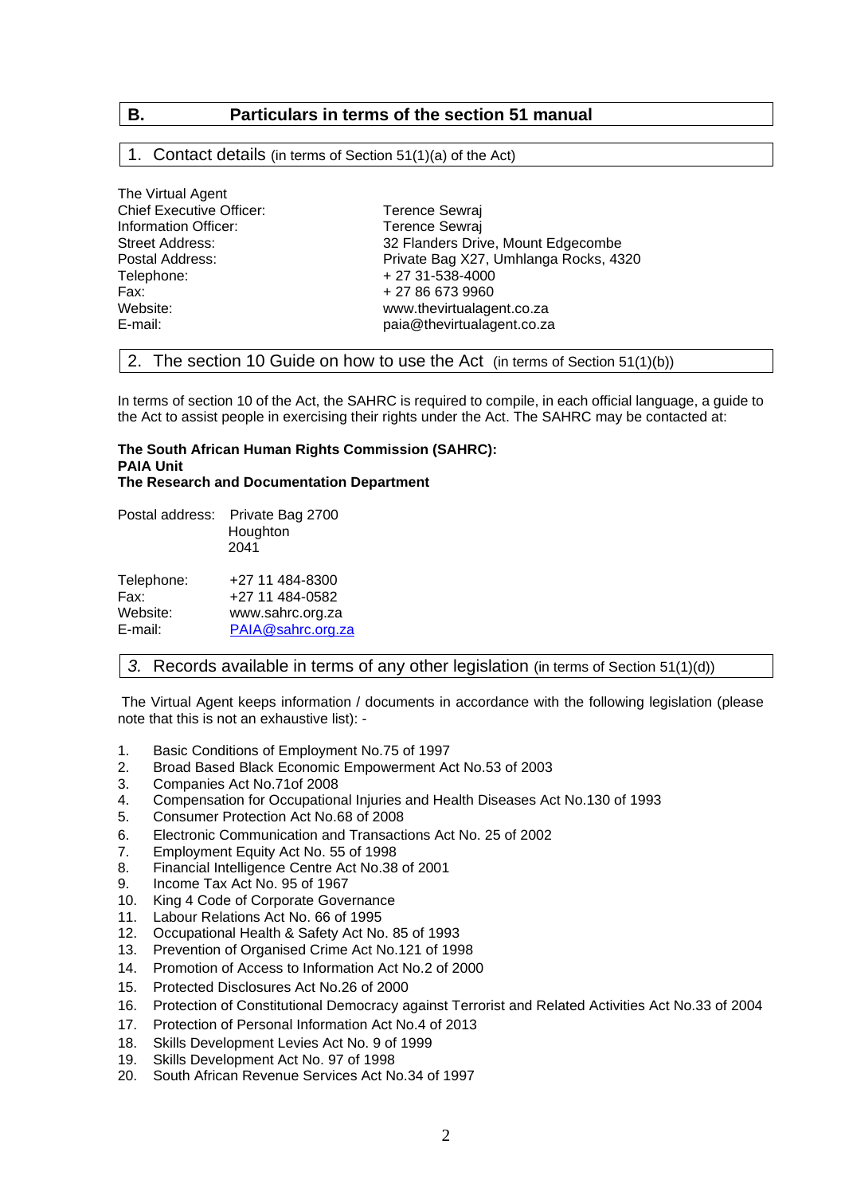## B. Particulars in terms of the section 51 manual

### 1. Contact details (in terms of Section 51(1)(a) of the Act)

The Virtual Agent

| | |
|---|---|
| Chief Executive Officer: | Terence Sewraj |
| Information Officer: | Terence Sewraj |
| Street Address: | 32 Flanders Drive, Mount Edgecombe |
| Postal Address: | Private Bag X27, Umhlanga Rocks, 4320 |
| Telephone: | + 27 31-538-4000 |
| Fax: | + 27 86 673 9960 |
| Website: | www.thevirtualagent.co.za |
| E-mail: | paia@thevirtualagent.co.za |

### 2. The section 10 Guide on how to use the Act (in terms of Section 51(1)(b))

In terms of section 10 of the Act, the SAHRC is required to compile, in each official language, a guide to the Act to assist people in exercising their rights under the Act. The SAHRC may be contacted at:

**The South African Human Rights Commission (SAHRC):**
**PAIA Unit**
**The Research and Documentation Department**

Postal address: Private Bag 2700
Houghton
2041

| | |
|---|---|
| Telephone: | +27 11 484-8300 |
| Fax: | +27 11 484-0582 |
| Website: | www.sahrc.org.za |
| E-mail: | PAIA@sahrc.org.za |

### *3.* Records available in terms of any other legislation (in terms of Section 51(1)(d))

The Virtual Agent keeps information / documents in accordance with the following legislation (please note that this is not an exhaustive list): -

1. Basic Conditions of Employment No.75 of 1997
2. Broad Based Black Economic Empowerment Act No.53 of 2003
3. Companies Act No.71of 2008
4. Compensation for Occupational Injuries and Health Diseases Act No.130 of 1993
5. Consumer Protection Act No.68 of 2008
6. Electronic Communication and Transactions Act No. 25 of 2002
7. Employment Equity Act No. 55 of 1998
8. Financial Intelligence Centre Act No.38 of 2001
9. Income Tax Act No. 95 of 1967
10. King 4 Code of Corporate Governance
11. Labour Relations Act No. 66 of 1995
12. Occupational Health & Safety Act No. 85 of 1993
13. Prevention of Organised Crime Act No.121 of 1998
14. Promotion of Access to Information Act No.2 of 2000
15. Protected Disclosures Act No.26 of 2000
16. Protection of Constitutional Democracy against Terrorist and Related Activities Act No.33 of 2004
17. Protection of Personal Information Act No.4 of 2013
18. Skills Development Levies Act No. 9 of 1999
19. Skills Development Act No. 97 of 1998
20. South African Revenue Services Act No.34 of 1997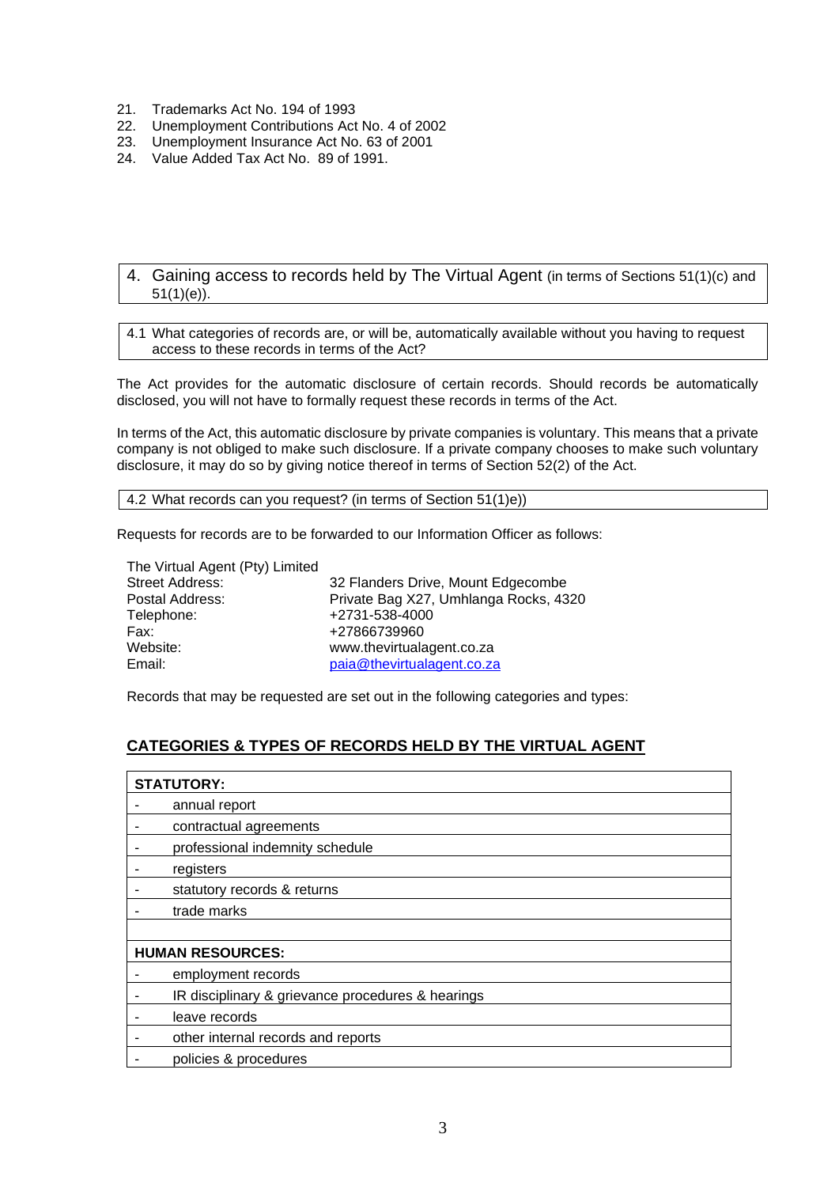21. Trademarks Act No. 194 of 1993
22. Unemployment Contributions Act No. 4 of 2002
23. Unemployment Insurance Act No. 63 of 2001
24. Value Added Tax Act No. 89 of 1991.

## 4. Gaining access to records held by The Virtual Agent (in terms of Sections 51(1)(c) and 51(1)(e)).

### 4.1 What categories of records are, or will be, automatically available without you having to request access to these records in terms of the Act?

The Act provides for the automatic disclosure of certain records. Should records be automatically disclosed, you will not have to formally request these records in terms of the Act.

In terms of the Act, this automatic disclosure by private companies is voluntary. This means that a private company is not obliged to make such disclosure. If a private company chooses to make such voluntary disclosure, it may do so by giving notice thereof in terms of Section 52(2) of the Act.

### 4.2 What records can you request? (in terms of Section 51(1)e))

Requests for records are to be forwarded to our Information Officer as follows:

The Virtual Agent (Pty) Limited

| | |
|---|---|
| Street Address: | 32 Flanders Drive, Mount Edgecombe |
| Postal Address: | Private Bag X27, Umhlanga Rocks, 4320 |
| Telephone: | +2731-538-4000 |
| Fax: | +27866739960 |
| Website: | www.thevirtualagent.co.za |
| Email: | paia@thevirtualagent.co.za |

Records that may be requested are set out in the following categories and types:

**CATEGORIES & TYPES OF RECORDS HELD BY THE VIRTUAL AGENT**

| **STATUTORY:** | |
|---|---|
| - | annual report |
| - | contractual agreements |
| - | professional indemnity schedule |
| - | registers |
| - | statutory records & returns |
| - | trade marks |
| | |
| **HUMAN RESOURCES:** | |
| - | employment records |
| - | IR disciplinary & grievance procedures & hearings |
| - | leave records |
| - | other internal records and reports |
| - | policies & procedures |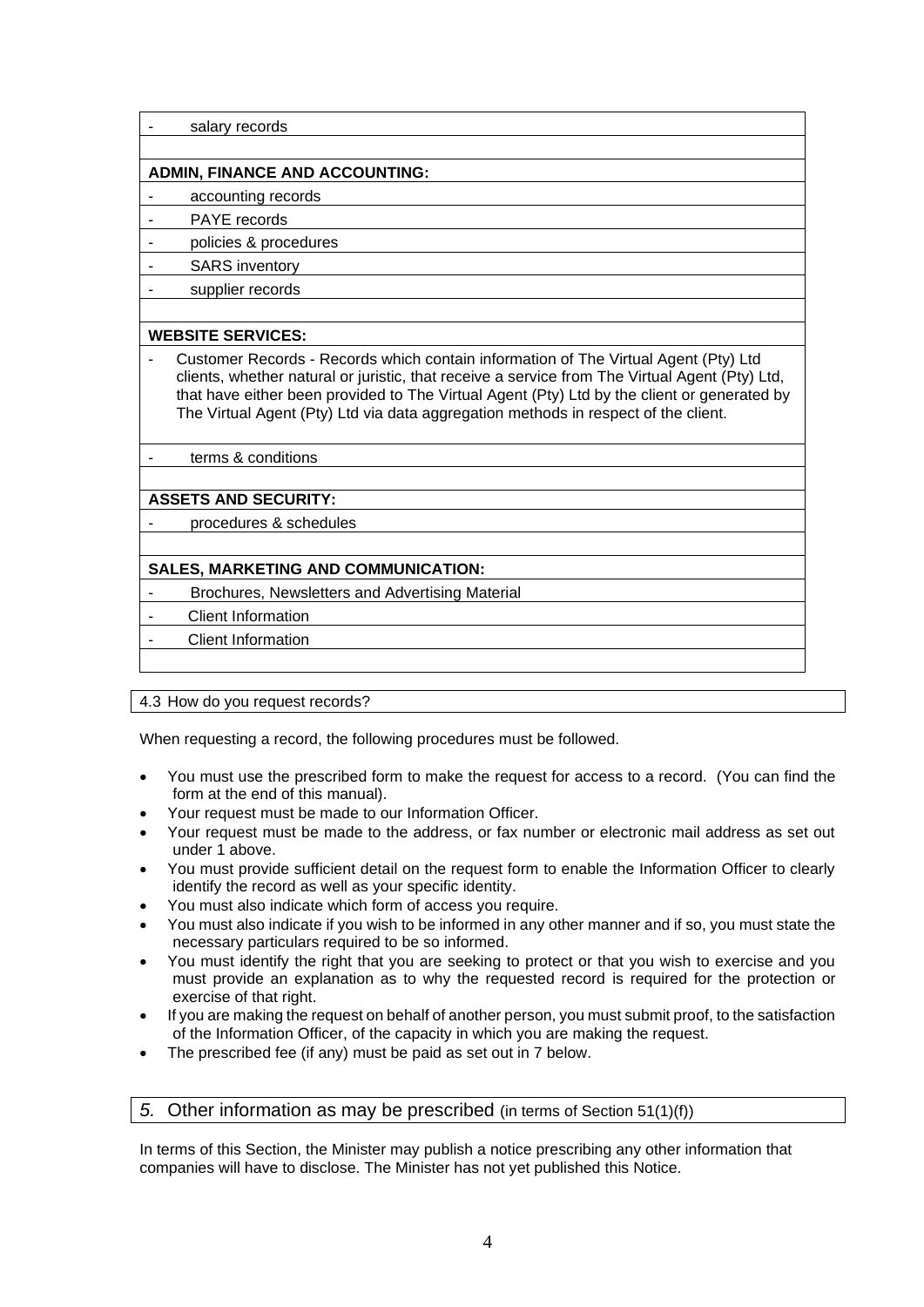| - salary records |
|---|
| |
| **ADMIN, FINANCE AND ACCOUNTING:** |
| - accounting records |
| - PAYE records |
| - policies & procedures |
| - SARS inventory |
| - supplier records |
| |
| **WEBSITE SERVICES:** |
| - Customer Records - Records which contain information of The Virtual Agent (Pty) Ltd clients, whether natural or juristic, that receive a service from The Virtual Agent (Pty) Ltd, that have either been provided to The Virtual Agent (Pty) Ltd by the client or generated by The Virtual Agent (Pty) Ltd via data aggregation methods in respect of the client. |
| - terms & conditions |
| |
| **ASSETS AND SECURITY:** |
| - procedures & schedules |
| |
| **SALES, MARKETING AND COMMUNICATION:** |
| - Brochures, Newsletters and Advertising Material |
| - Client Information |
| - Client Information |
| |

### 4.3 How do you request records?

When requesting a record, the following procedures must be followed.

- You must use the prescribed form to make the request for access to a record. (You can find the form at the end of this manual).
- Your request must be made to our Information Officer.
- Your request must be made to the address, or fax number or electronic mail address as set out under 1 above.
- You must provide sufficient detail on the request form to enable the Information Officer to clearly identify the record as well as your specific identity.
- You must also indicate which form of access you require.
- You must also indicate if you wish to be informed in any other manner and if so, you must state the necessary particulars required to be so informed.
- You must identify the right that you are seeking to protect or that you wish to exercise and you must provide an explanation as to why the requested record is required for the protection or exercise of that right.
- If you are making the request on behalf of another person, you must submit proof, to the satisfaction of the Information Officer, of the capacity in which you are making the request.
- The prescribed fee (if any) must be paid as set out in 7 below.

## *5.* Other information as may be prescribed (in terms of Section 51(1)(f))

In terms of this Section, the Minister may publish a notice prescribing any other information that companies will have to disclose. The Minister has not yet published this Notice.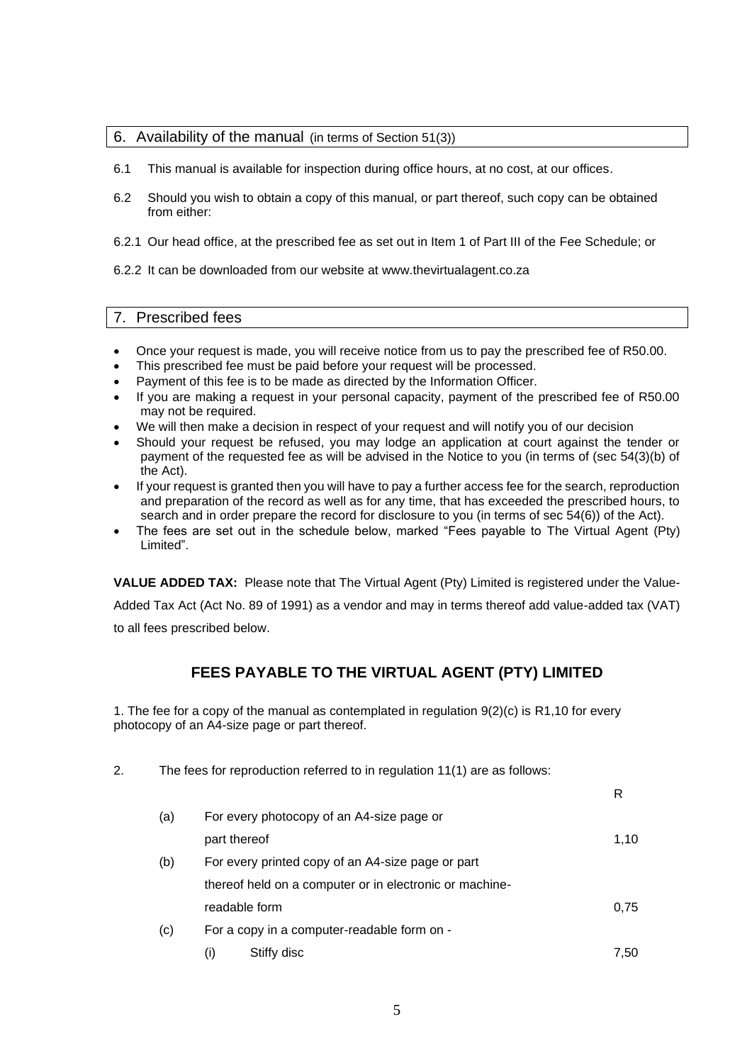## 6. Availability of the manual (in terms of Section 51(3))

6.1 This manual is available for inspection during office hours, at no cost, at our offices.

6.2 Should you wish to obtain a copy of this manual, or part thereof, such copy can be obtained from either:

6.2.1 Our head office, at the prescribed fee as set out in Item 1 of Part III of the Fee Schedule; or

6.2.2 It can be downloaded from our website at www.thevirtualagent.co.za

## 7. Prescribed fees

- Once your request is made, you will receive notice from us to pay the prescribed fee of R50.00.
- This prescribed fee must be paid before your request will be processed.
- Payment of this fee is to be made as directed by the Information Officer.
- If you are making a request in your personal capacity, payment of the prescribed fee of R50.00 may not be required.
- We will then make a decision in respect of your request and will notify you of our decision
- Should your request be refused, you may lodge an application at court against the tender or payment of the requested fee as will be advised in the Notice to you (in terms of (sec 54(3)(b) of the Act).
- If your request is granted then you will have to pay a further access fee for the search, reproduction and preparation of the record as well as for any time, that has exceeded the prescribed hours, to search and in order prepare the record for disclosure to you (in terms of sec 54(6)) of the Act).
- The fees are set out in the schedule below, marked "Fees payable to The Virtual Agent (Pty) Limited".

**VALUE ADDED TAX:** Please note that The Virtual Agent (Pty) Limited is registered under the Value-Added Tax Act (Act No. 89 of 1991) as a vendor and may in terms thereof add value-added tax (VAT) to all fees prescribed below.

## FEES PAYABLE TO THE VIRTUAL AGENT (PTY) LIMITED

1. The fee for a copy of the manual as contemplated in regulation 9(2)(c) is R1,10 for every photocopy of an A4-size page or part thereof.

2. The fees for reproduction referred to in regulation 11(1) are as follows:

| | | R |
|---|---|---|
| (a) | For every photocopy of an A4-size page or part thereof | 1,10 |
| (b) | For every printed copy of an A4-size page or part thereof held on a computer or in electronic or machine-readable form | 0,75 |
| (c) | For a copy in a computer-readable form on - | |
| | (i) Stiffy disc | 7,50 |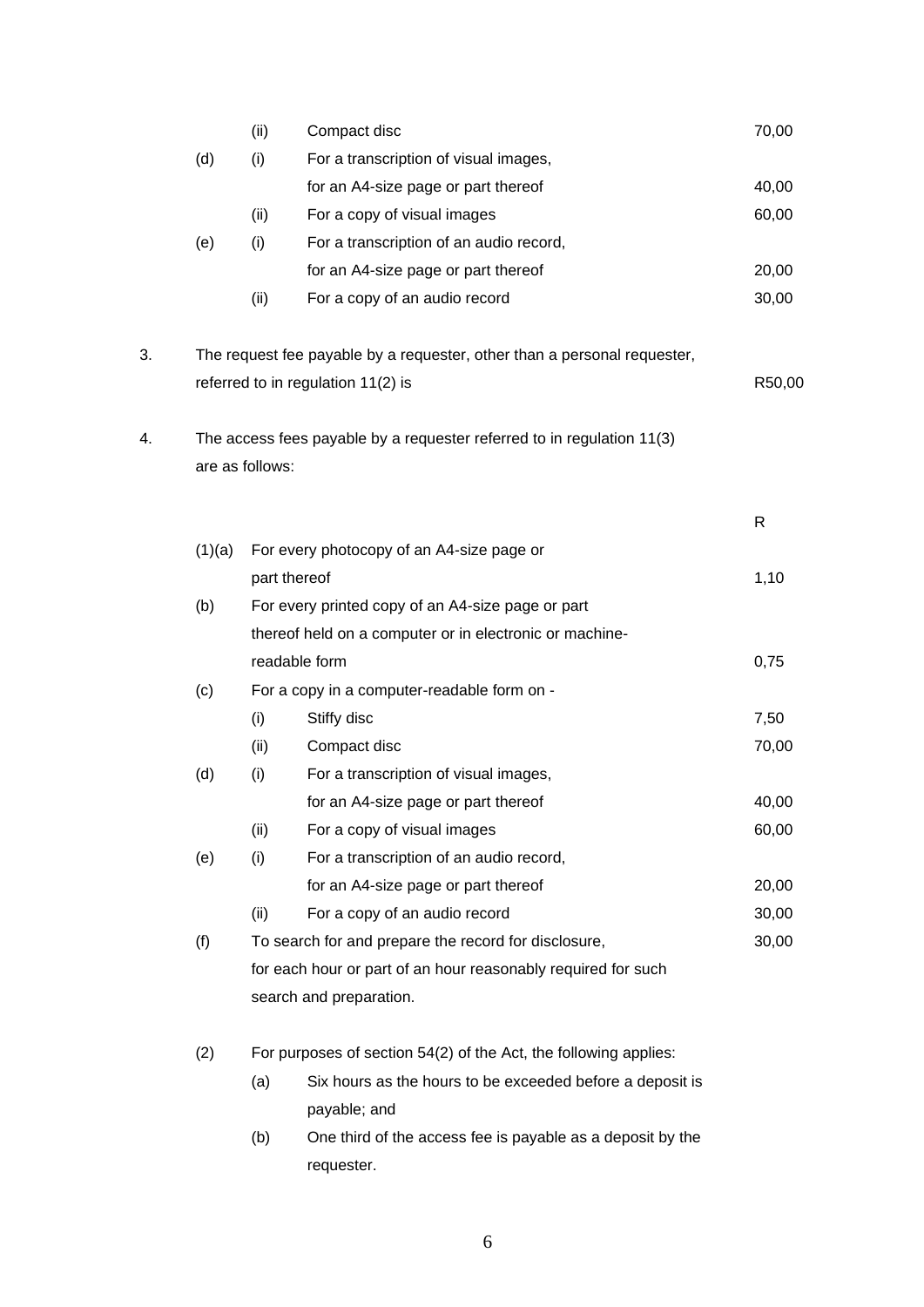| | | | |
|---|---|---|---|
| | (ii) | Compact disc | 70,00 |
| (d) | (i) | For a transcription of visual images, for an A4-size page or part thereof | 40,00 |
| | (ii) | For a copy of visual images | 60,00 |
| (e) | (i) | For a transcription of an audio record, for an A4-size page or part thereof | 20,00 |
| | (ii) | For a copy of an audio record | 30,00 |

3. The request fee payable by a requester, other than a personal requester, referred to in regulation 11(2) is R50,00

4. The access fees payable by a requester referred to in regulation 11(3) are as follows:

| | | | R |
|---|---|---|---|
| (1)(a) | For every photocopy of an A4-size page or part thereof | | 1,10 |
| (b) | For every printed copy of an A4-size page or part thereof held on a computer or in electronic or machine-readable form | | 0,75 |
| (c) | For a copy in a computer-readable form on - | | |
| | (i) | Stiffy disc | 7,50 |
| | (ii) | Compact disc | 70,00 |
| (d) | (i) | For a transcription of visual images, for an A4-size page or part thereof | 40,00 |
| | (ii) | For a copy of visual images | 60,00 |
| (e) | (i) | For a transcription of an audio record, for an A4-size page or part thereof | 20,00 |
| | (ii) | For a copy of an audio record | 30,00 |
| (f) | To search for and prepare the record for disclosure, for each hour or part of an hour reasonably required for such search and preparation. | | 30,00 |

(2) For purposes of section 54(2) of the Act, the following applies:

(a) Six hours as the hours to be exceeded before a deposit is payable; and

(b) One third of the access fee is payable as a deposit by the requester.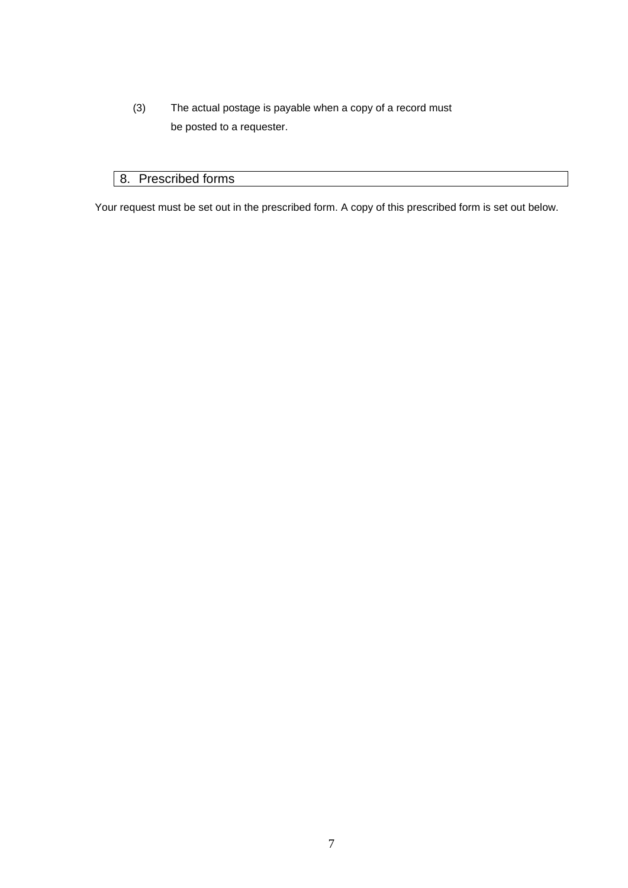(3) The actual postage is payable when a copy of a record must be posted to a requester.

## 8. Prescribed forms

Your request must be set out in the prescribed form. A copy of this prescribed form is set out below.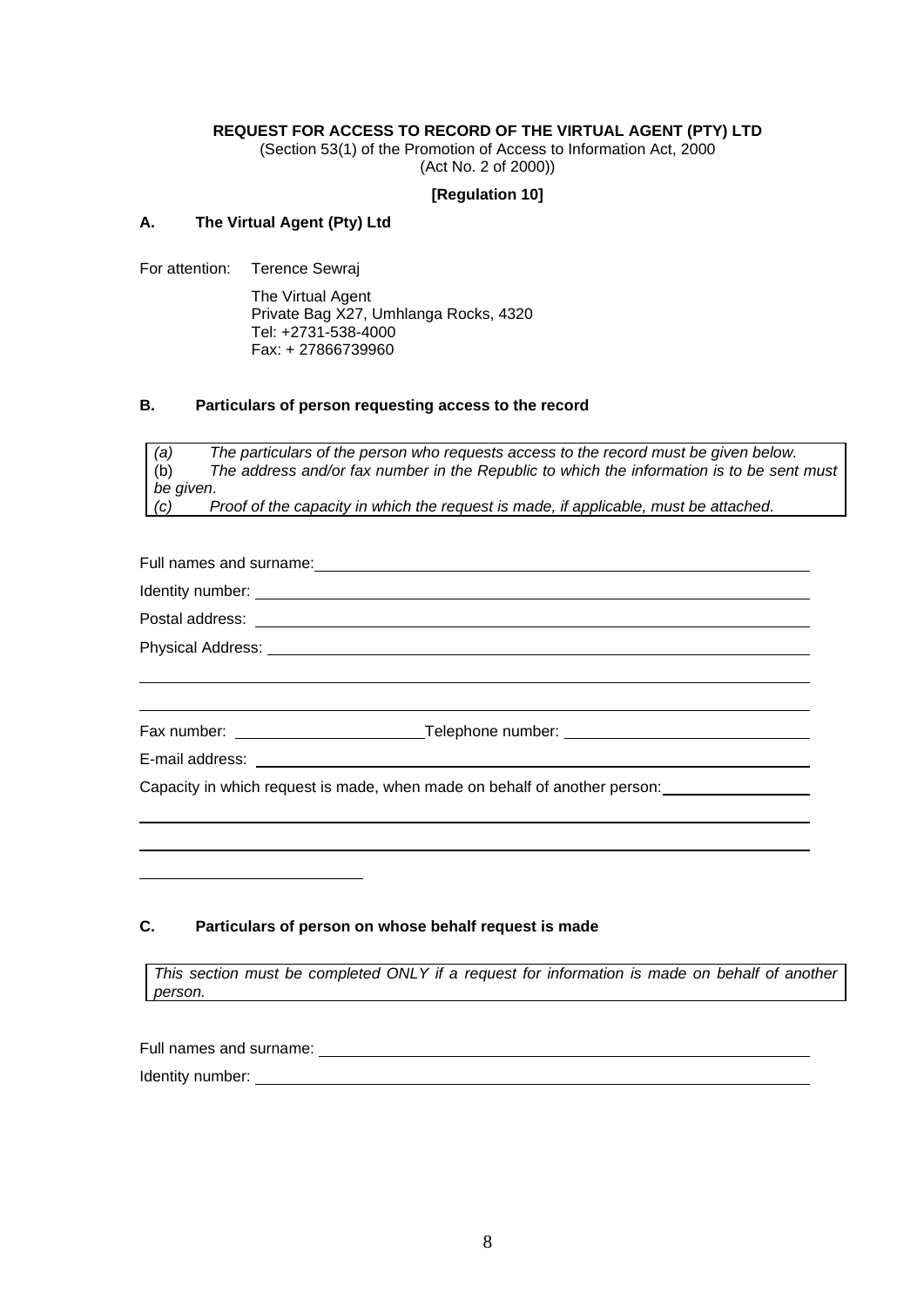**REQUEST FOR ACCESS TO RECORD OF THE VIRTUAL AGENT (PTY) LTD**

(Section 53(1) of the Promotion of Access to Information Act, 2000
(Act No. 2 of 2000))

**[Regulation 10]**

## A. The Virtual Agent (Pty) Ltd

For attention: Terence Sewraj

The Virtual Agent
Private Bag X27, Umhlanga Rocks, 4320
Tel: +2731-538-4000
Fax: + 27866739960

## B. Particulars of person requesting access to the record

*(a) The particulars of the person who requests access to the record must be given below.*
(b) *The address and/or fax number in the Republic to which the information is to be sent must be given*.
*(c) Proof of the capacity in which the request is made, if applicable, must be attached.*

Full names and surname: ______________________________

Identity number: ______________________________

Postal address: ______________________________

Physical Address: ______________________________

______________________________

______________________________

Fax number: ______________ Telephone number: ______________

E-mail address: ______________________________

Capacity in which request is made, when made on behalf of another person: ______________

______________________________

______________________________

______________

## C. Particulars of person on whose behalf request is made

*This section must be completed ONLY if a request for information is made on behalf of another person.*

Full names and surname: ______________________________

Identity number: ______________________________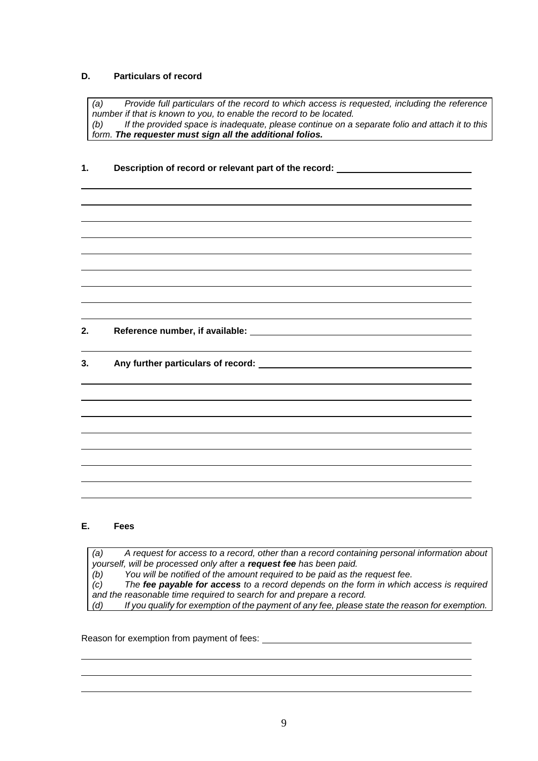## D. Particulars of record

| |
|---|
| *(a) Provide full particulars of the record to which access is requested, including the reference number if that is known to you, to enable the record to be located.*<br>*(b) If the provided space is inadequate, please continue on a separate folio and attach it to this form.* ***The requester must sign all the additional folios.*** |

**1. Description of record or relevant part of the record:** ______________________________

__________________________________________________________________________

__________________________________________________________________________

__________________________________________________________________________

__________________________________________________________________________

__________________________________________________________________________

__________________________________________________________________________

__________________________________________________________________________

__________________________________________________________________________

**2. Reference number, if available:** ______________________________

__________________________________________________________________________

**3. Any further particulars of record:** ______________________________

__________________________________________________________________________

__________________________________________________________________________

__________________________________________________________________________

__________________________________________________________________________

__________________________________________________________________________

__________________________________________________________________________

__________________________________________________________________________

## E. Fees

| |
|---|
| *(a) A request for access to a record, other than a record containing personal information about yourself, will be processed only after a* ***request fee*** *has been paid.*<br>*(b) You will be notified of the amount required to be paid as the request fee.*<br>*(c) The* ***fee payable for access*** *to a record depends on the form in which access is required and the reasonable time required to search for and prepare a record.*<br>*(d) If you qualify for exemption of the payment of any fee, please state the reason for exemption.* |

Reason for exemption from payment of fees: ______________________________

__________________________________________________________________________

__________________________________________________________________________

__________________________________________________________________________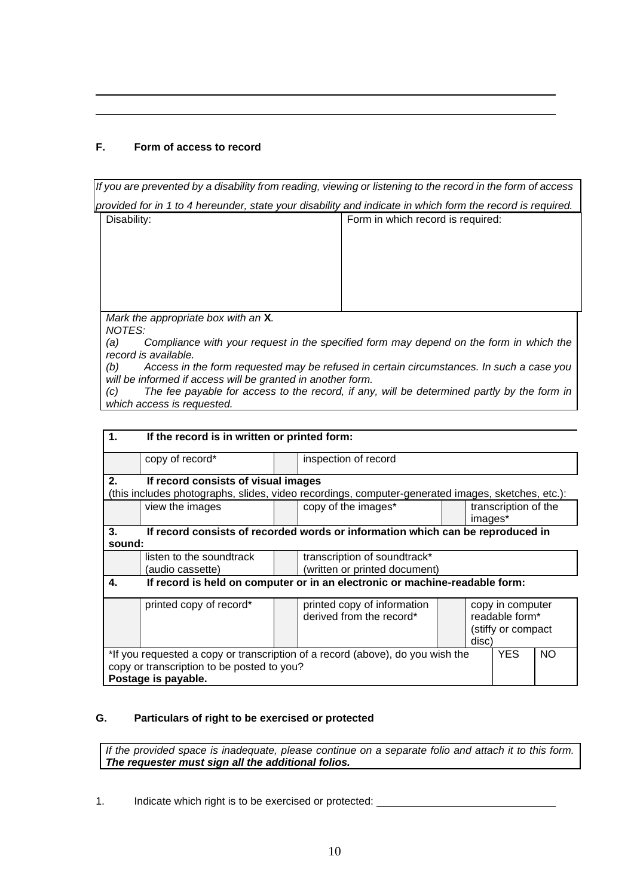---

---

## F. Form of access to record

*If you are prevented by a disability from reading, viewing or listening to the record in the form of access provided for in 1 to 4 hereunder, state your disability and indicate in which form the record is required.*

| Disability: | Form in which record is required: |
| --- | --- |
| | |

*Mark the appropriate box with an* **X***.*

*NOTES:*

*(a) Compliance with your request in the specified form may depend on the form in which the record is available.*

*(b) Access in the form requested may be refused in certain circumstances. In such a case you will be informed if access will be granted in another form.*

*(c) The fee payable for access to the record, if any, will be determined partly by the form in which access is requested.*

| | | | | | | |
| --- | --- | --- | --- | --- | --- | --- |
| **1. If the record is in written or printed form:** | | | | | | |
| | copy of record* | | inspection of record | | | |
| **2. If record consists of visual images** (this includes photographs, slides, video recordings, computer-generated images, sketches, etc.): | | | | | | |
| | view the images | | copy of the images* | | transcription of the images* | |
| **3. If record consists of recorded words or information which can be reproduced in sound:** | | | | | | |
| | listen to the soundtrack (audio cassette) | | transcription of soundtrack* (written or printed document) | | | |
| **4. If record is held on computer or in an electronic or machine-readable form:** | | | | | | |
| | printed copy of record* | | printed copy of information derived from the record* | | copy in computer readable form* (stiffy or compact disc) | |
| *If you requested a copy or transcription of a record (above), do you wish the copy or transcription to be posted to you? **Postage is payable.** | | | | | YES | NO |

## G. Particulars of right to be exercised or protected

*If the provided space is inadequate, please continue on a separate folio and attach it to this form.* ***The requester must sign all the additional folios.***

1. Indicate which right is to be exercised or protected: ______________________________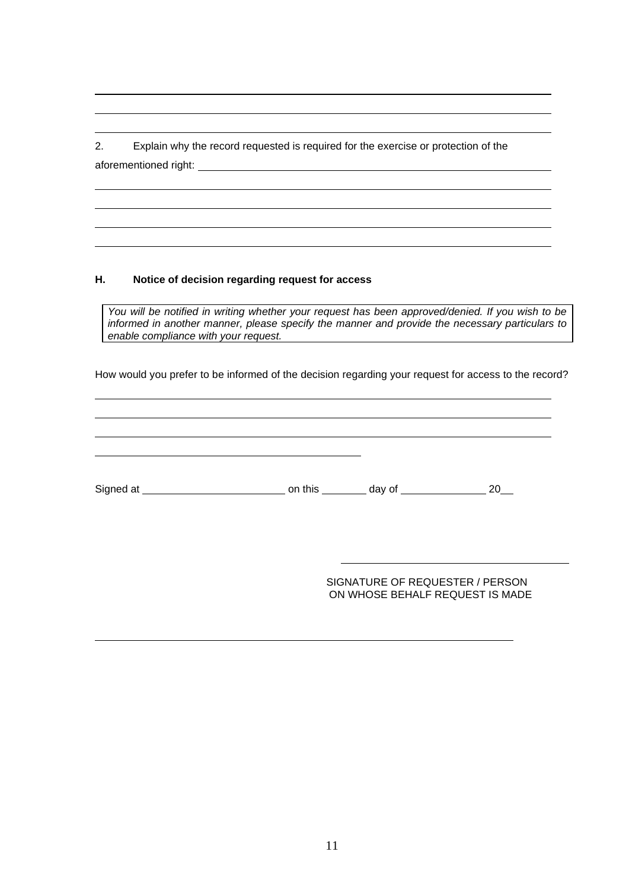2. Explain why the record requested is required for the exercise or protection of the aforementioned right: ______________________________________________

_______________________________________________________________

_______________________________________________________________

_______________________________________________________________

_______________________________________________________________

**H. Notice of decision regarding request for access**

*You will be notified in writing whether your request has been approved/denied. If you wish to be informed in another manner, please specify the manner and provide the necessary particulars to enable compliance with your request.*

How would you prefer to be informed of the decision regarding your request for access to the record?

_______________________________________________________________

_______________________________________________________________

_______________________________________________________________

_______________________________

Signed at ________________________ on this ________ day of ______________ 20__

_______________________________

SIGNATURE OF REQUESTER / PERSON ON WHOSE BEHALF REQUEST IS MADE

_______________________________________________________________